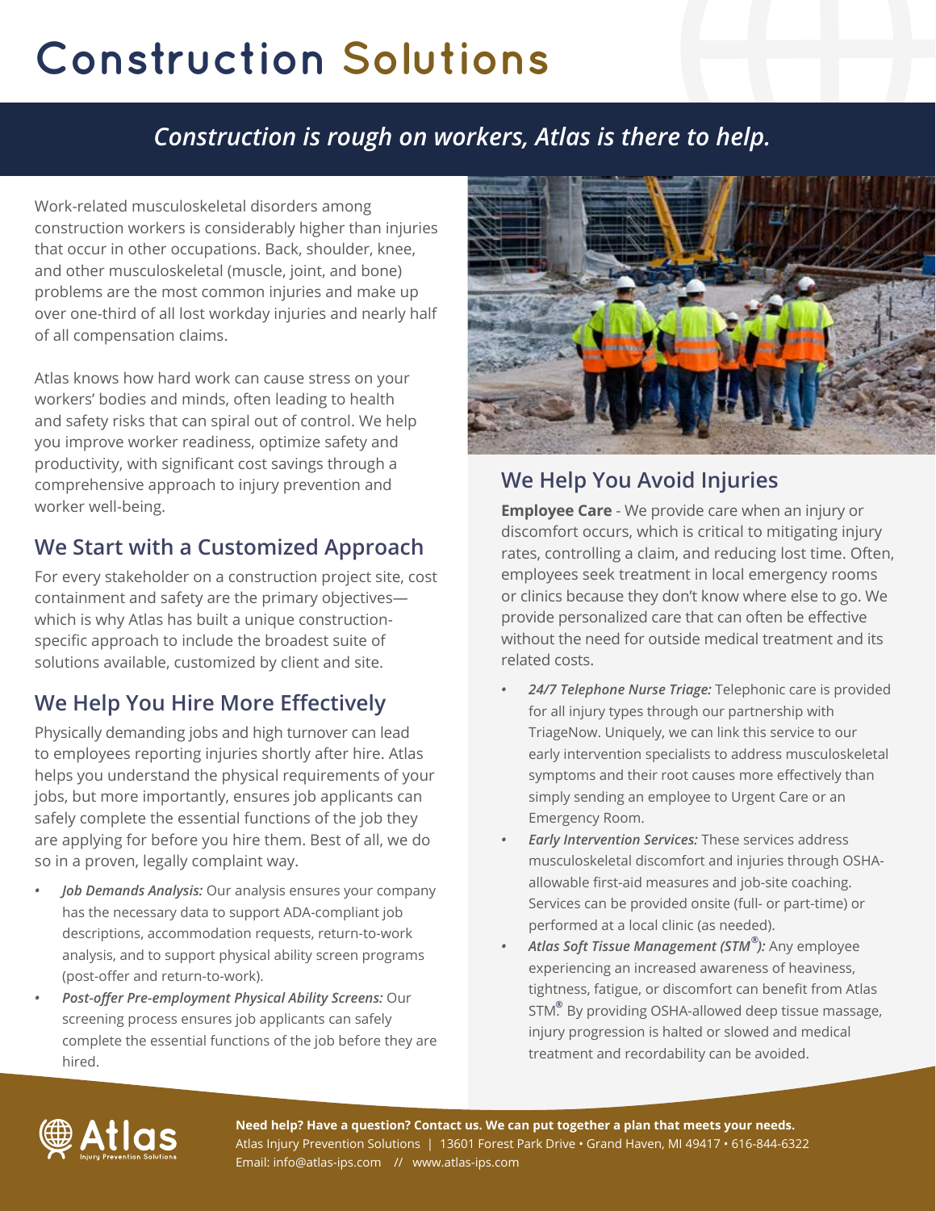# Construction Solutions

*Construction is rough on workers, Atlas is there to help.*

Work-related musculoskeletal disorders among construction workers is considerably higher than injuries that occur in other occupations. Back, shoulder, knee, and other musculoskeletal (muscle, joint, and bone) problems are the most common injuries and make up over one-third of all lost workday injuries and nearly half of all compensation claims.

Atlas knows how hard work can cause stress on your workers' bodies and minds, often leading to health and safety risks that can spiral out of control. We help you improve worker readiness, optimize safety and productivity, with significant cost savings through a comprehensive approach to injury prevention and worker well-being.

## We Start with a Customized Approach

For every stakeholder on a construction project site, cost containment and safety are the primary objectives—which is why Atlas has built a unique construction-specific approach to include the broadest suite of solutions available, customized by client and site.

## We Help You Hire More Effectively

Physically demanding jobs and high turnover can lead to employees reporting injuries shortly after hire. Atlas helps you understand the physical requirements of your jobs, but more importantly, ensures job applicants can safely complete the essential functions of the job they are applying for before you hire them. Best of all, we do so in a proven, legally complaint way.

- ***Job Demands Analysis:*** Our analysis ensures your company has the necessary data to support ADA-compliant job descriptions, accommodation requests, return-to-work analysis, and to support physical ability screen programs (post-offer and return-to-work).
- ***Post-offer Pre-employment Physical Ability Screens:*** Our screening process ensures job applicants can safely complete the essential functions of the job before they are hired.

## We Help You Avoid Injuries

**Employee Care** - We provide care when an injury or discomfort occurs, which is critical to mitigating injury rates, controlling a claim, and reducing lost time. Often, employees seek treatment in local emergency rooms or clinics because they don't know where else to go. We provide personalized care that can often be effective without the need for outside medical treatment and its related costs.

- ***24/7 Telephone Nurse Triage:*** Telephonic care is provided for all injury types through our partnership with TriageNow. Uniquely, we can link this service to our early intervention specialists to address musculoskeletal symptoms and their root causes more effectively than simply sending an employee to Urgent Care or an Emergency Room.
- ***Early Intervention Services:*** These services address musculoskeletal discomfort and injuries through OSHA-allowable first-aid measures and job-site coaching. Services can be provided onsite (full- or part-time) or performed at a local clinic (as needed).
- ***Atlas Soft Tissue Management (STM®):*** Any employee experiencing an increased awareness of heaviness, tightness, fatigue, or discomfort can benefit from Atlas STM®. By providing OSHA-allowed deep tissue massage, injury progression is halted or slowed and medical treatment and recordability can be avoided.

**Need help? Have a question? Contact us. We can put together a plan that meets your needs.**
Atlas Injury Prevention Solutions | 13601 Forest Park Drive • Grand Haven, MI 49417 • 616-844-6322
Email: info@atlas-ips.com // www.atlas-ips.com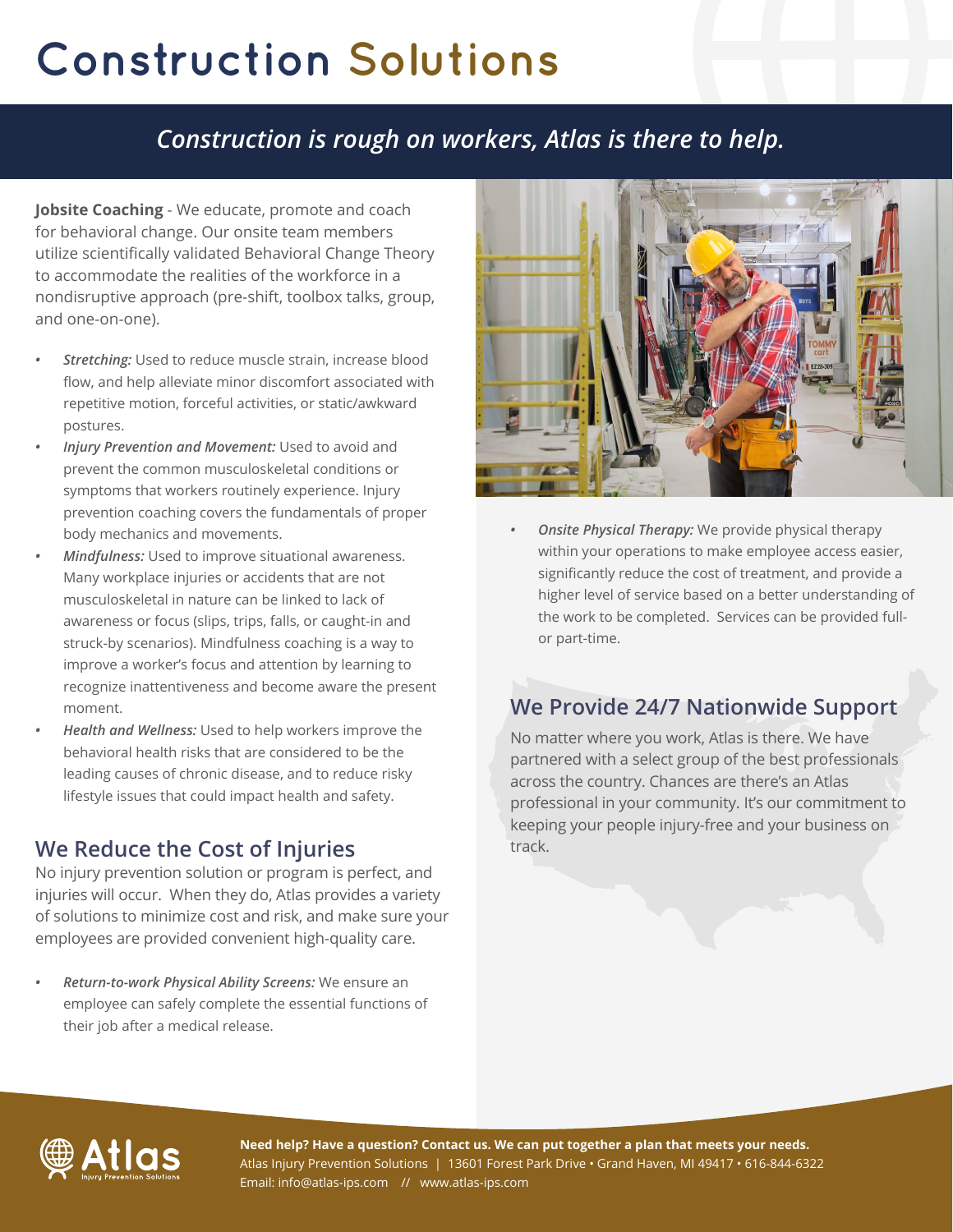# Construction Solutions

## *Construction is rough on workers, Atlas is there to help.*

**Jobsite Coaching** - We educate, promote and coach for behavioral change. Our onsite team members utilize scientifically validated Behavioral Change Theory to accommodate the realities of the workforce in a nondisruptive approach (pre-shift, toolbox talks, group, and one-on-one).

- ***Stretching:*** Used to reduce muscle strain, increase blood flow, and help alleviate minor discomfort associated with repetitive motion, forceful activities, or static/awkward postures.
- ***Injury Prevention and Movement:*** Used to avoid and prevent the common musculoskeletal conditions or symptoms that workers routinely experience. Injury prevention coaching covers the fundamentals of proper body mechanics and movements.
- ***Mindfulness:*** Used to improve situational awareness. Many workplace injuries or accidents that are not musculoskeletal in nature can be linked to lack of awareness or focus (slips, trips, falls, or caught-in and struck-by scenarios). Mindfulness coaching is a way to improve a worker's focus and attention by learning to recognize inattentiveness and become aware the present moment.
- ***Health and Wellness:*** Used to help workers improve the behavioral health risks that are considered to be the leading causes of chronic disease, and to reduce risky lifestyle issues that could impact health and safety.

## We Reduce the Cost of Injuries

No injury prevention solution or program is perfect, and injuries will occur. When they do, Atlas provides a variety of solutions to minimize cost and risk, and make sure your employees are provided convenient high-quality care.

- ***Return-to-work Physical Ability Screens:*** We ensure an employee can safely complete the essential functions of their job after a medical release.
- ***Onsite Physical Therapy:*** We provide physical therapy within your operations to make employee access easier, significantly reduce the cost of treatment, and provide a higher level of service based on a better understanding of the work to be completed. Services can be provided full- or part-time.

## We Provide 24/7 Nationwide Support

No matter where you work, Atlas is there. We have partnered with a select group of the best professionals across the country. Chances are there's an Atlas professional in your community. It's our commitment to keeping your people injury-free and your business on track.

**Need help? Have a question? Contact us. We can put together a plan that meets your needs.**
Atlas Injury Prevention Solutions | 13601 Forest Park Drive • Grand Haven, MI 49417 • 616-844-6322
Email: info@atlas-ips.com // www.atlas-ips.com